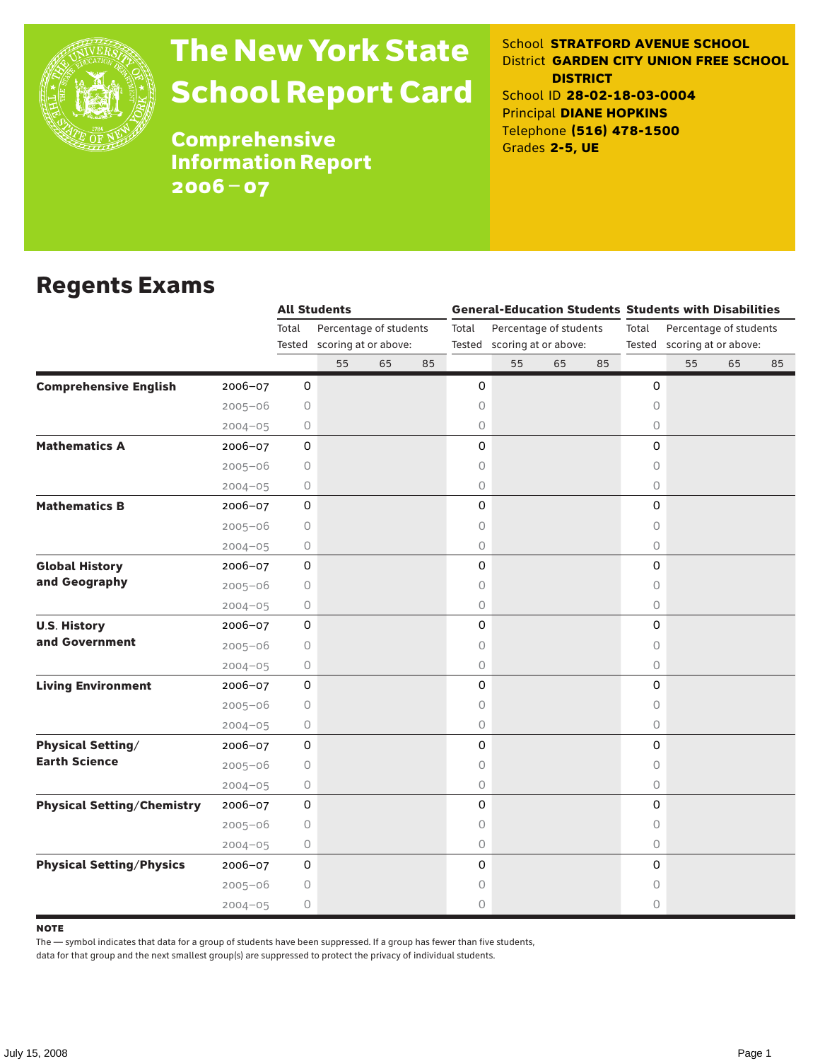# The New York State School Report Card

## Comprehensive Information Report 2006–07

School **STRATFORD AVENUE SCHOOL**
District **GARDEN CITY UNION FREE SCHOOL DISTRICT**
School ID **28-02-18-03-0004**
Principal **DIANE HOPKINS**
Telephone **(516) 478-1500**
Grades **2-5, UE**

## Regents Exams

| | | All Students | | | | General-Education Students | | | | Students with Disabilities | | | |
|---|---|---|---|---|---|---|---|---|---|---|---|---|---|
| | | Total Tested | Percentage of students scoring at or above: | | | Total Tested | Percentage of students scoring at or above: | | | Total Tested | Percentage of students scoring at or above: | | |
| | | | 55 | 65 | 85 | | 55 | 65 | 85 | | 55 | 65 | 85 |
| **Comprehensive English** | 2006–07 | 0 | | | | 0 | | | | 0 | | | |
| | 2005–06 | 0 | | | | 0 | | | | 0 | | | |
| | 2004–05 | 0 | | | | 0 | | | | 0 | | | |
| **Mathematics A** | 2006–07 | 0 | | | | 0 | | | | 0 | | | |
| | 2005–06 | 0 | | | | 0 | | | | 0 | | | |
| | 2004–05 | 0 | | | | 0 | | | | 0 | | | |
| **Mathematics B** | 2006–07 | 0 | | | | 0 | | | | 0 | | | |
| | 2005–06 | 0 | | | | 0 | | | | 0 | | | |
| | 2004–05 | 0 | | | | 0 | | | | 0 | | | |
| **Global History and Geography** | 2006–07 | 0 | | | | 0 | | | | 0 | | | |
| | 2005–06 | 0 | | | | 0 | | | | 0 | | | |
| | 2004–05 | 0 | | | | 0 | | | | 0 | | | |
| **U.S. History and Government** | 2006–07 | 0 | | | | 0 | | | | 0 | | | |
| | 2005–06 | 0 | | | | 0 | | | | 0 | | | |
| | 2004–05 | 0 | | | | 0 | | | | 0 | | | |
| **Living Environment** | 2006–07 | 0 | | | | 0 | | | | 0 | | | |
| | 2005–06 | 0 | | | | 0 | | | | 0 | | | |
| | 2004–05 | 0 | | | | 0 | | | | 0 | | | |
| **Physical Setting/ Earth Science** | 2006–07 | 0 | | | | 0 | | | | 0 | | | |
| | 2005–06 | 0 | | | | 0 | | | | 0 | | | |
| | 2004–05 | 0 | | | | 0 | | | | 0 | | | |
| **Physical Setting/Chemistry** | 2006–07 | 0 | | | | 0 | | | | 0 | | | |
| | 2005–06 | 0 | | | | 0 | | | | 0 | | | |
| | 2004–05 | 0 | | | | 0 | | | | 0 | | | |
| **Physical Setting/Physics** | 2006–07 | 0 | | | | 0 | | | | 0 | | | |
| | 2005–06 | 0 | | | | 0 | | | | 0 | | | |
| | 2004–05 | 0 | | | | 0 | | | | 0 | | | |

**NOTE**

The — symbol indicates that data for a group of students have been suppressed. If a group has fewer than five students, data for that group and the next smallest group(s) are suppressed to protect the privacy of individual students.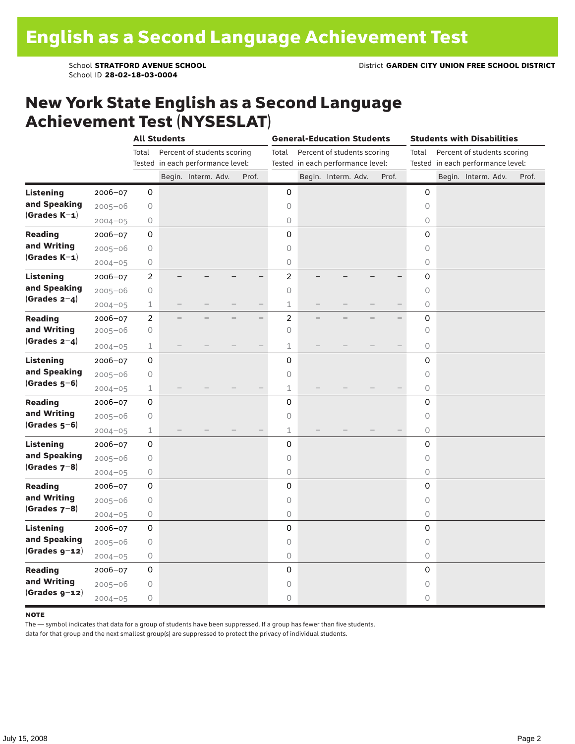# English as a Second Language Achievement Test

School **STRATFORD AVENUE SCHOOL** District **GARDEN CITY UNION FREE SCHOOL DISTRICT**
School ID **28-02-18-03-0004**

## New York State English as a Second Language Achievement Test (NYSESLAT)

| | | All Students | | | | | General-Education Students | | | | | Students with Disabilities | | | | |
|---|---|---|---|---|---|---|---|---|---|---|---|---|---|---|---|---|
| | | Total Tested | Percent of students scoring in each performance level: | | | | Total Tested | Percent of students scoring in each performance level: | | | | Total Tested | Percent of students scoring in each performance level: | | | |
| | | | Begin. | Interm. | Adv. | Prof. | | Begin. | Interm. | Adv. | Prof. | | Begin. | Interm. | Adv. | Prof. |
| **Listening and Speaking (Grades K–1)** | 2006–07 | 0 | | | | | 0 | | | | | 0 | | | | |
| | 2005–06 | 0 | | | | | 0 | | | | | 0 | | | | |
| | 2004–05 | 0 | | | | | 0 | | | | | 0 | | | | |
| **Reading and Writing (Grades K–1)** | 2006–07 | 0 | | | | | 0 | | | | | 0 | | | | |
| | 2005–06 | 0 | | | | | 0 | | | | | 0 | | | | |
| | 2004–05 | 0 | | | | | 0 | | | | | 0 | | | | |
| **Listening and Speaking (Grades 2–4)** | 2006–07 | 2 | – | – | – | – | 2 | – | – | – | – | 0 | | | | |
| | 2005–06 | 0 | | | | | 0 | | | | | 0 | | | | |
| | 2004–05 | 1 | – | – | – | – | 1 | – | – | – | – | 0 | | | | |
| **Reading and Writing (Grades 2–4)** | 2006–07 | 2 | – | – | – | – | 2 | – | – | – | – | 0 | | | | |
| | 2005–06 | 0 | | | | | 0 | | | | | 0 | | | | |
| | 2004–05 | 1 | – | – | – | – | 1 | – | – | – | – | 0 | | | | |
| **Listening and Speaking (Grades 5–6)** | 2006–07 | 0 | | | | | 0 | | | | | 0 | | | | |
| | 2005–06 | 0 | | | | | 0 | | | | | 0 | | | | |
| | 2004–05 | 1 | – | – | – | – | 1 | – | – | – | – | 0 | | | | |
| **Reading and Writing (Grades 5–6)** | 2006–07 | 0 | | | | | 0 | | | | | 0 | | | | |
| | 2005–06 | 0 | | | | | 0 | | | | | 0 | | | | |
| | 2004–05 | 1 | – | – | – | – | 1 | – | – | – | – | 0 | | | | |
| **Listening and Speaking (Grades 7–8)** | 2006–07 | 0 | | | | | 0 | | | | | 0 | | | | |
| | 2005–06 | 0 | | | | | 0 | | | | | 0 | | | | |
| | 2004–05 | 0 | | | | | 0 | | | | | 0 | | | | |
| **Reading and Writing (Grades 7–8)** | 2006–07 | 0 | | | | | 0 | | | | | 0 | | | | |
| | 2005–06 | 0 | | | | | 0 | | | | | 0 | | | | |
| | 2004–05 | 0 | | | | | 0 | | | | | 0 | | | | |
| **Listening and Speaking (Grades 9–12)** | 2006–07 | 0 | | | | | 0 | | | | | 0 | | | | |
| | 2005–06 | 0 | | | | | 0 | | | | | 0 | | | | |
| | 2004–05 | 0 | | | | | 0 | | | | | 0 | | | | |
| **Reading and Writing (Grades 9–12)** | 2006–07 | 0 | | | | | 0 | | | | | 0 | | | | |
| | 2005–06 | 0 | | | | | 0 | | | | | 0 | | | | |
| | 2004–05 | 0 | | | | | 0 | | | | | 0 | | | | |

**NOTE**
The — symbol indicates that data for a group of students have been suppressed. If a group has fewer than five students, data for that group and the next smallest group(s) are suppressed to protect the privacy of individual students.

July 15, 2008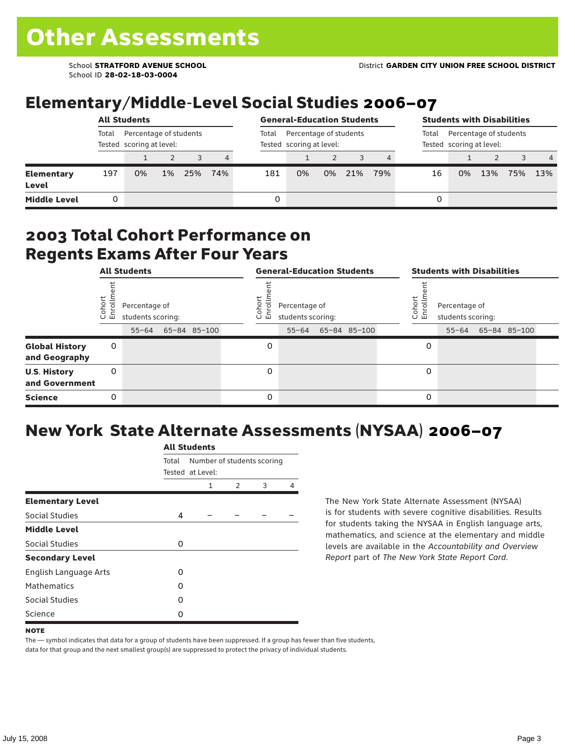# Other Assessments

School **STRATFORD AVENUE SCHOOL**
School ID **28-02-18-03-0004**

District **GARDEN CITY UNION FREE SCHOOL DISTRICT**

## Elementary/Middle-Level Social Studies 2006–07

| | All Students | | | | | General-Education Students | | | | | Students with Disabilities | | | | |
|---|---|---|---|---|---|---|---|---|---|---|---|---|---|---|---|
| | Total Tested | Percentage of students scoring at level: | | | | Total Tested | Percentage of students scoring at level: | | | | Total Tested | Percentage of students scoring at level: | | | |
| | | 1 | 2 | 3 | 4 | | 1 | 2 | 3 | 4 | | 1 | 2 | 3 | 4 |
| **Elementary Level** | 197 | 0% | 1% | 25% | 74% | 181 | 0% | 0% | 21% | 79% | 16 | 0% | 13% | 75% | 13% |
| **Middle Level** | 0 | | | | | 0 | | | | | 0 | | | | |

## 2003 Total Cohort Performance on Regents Exams After Four Years

| | All Students | | | | General-Education Students | | | | Students with Disabilities | | | |
|---|---|---|---|---|---|---|---|---|---|---|---|---|
| | Cohort Enrollment | Percentage of students scoring: | | | Cohort Enrollment | Percentage of students scoring: | | | Cohort Enrollment | Percentage of students scoring: | | |
| | | 55–64 | 65–84 | 85–100 | | 55–64 | 65–84 | 85–100 | | 55–64 | 65–84 | 85–100 |
| **Global History and Geography** | 0 | | | | 0 | | | | 0 | | | |
| **U.S. History and Government** | 0 | | | | 0 | | | | 0 | | | |
| **Science** | 0 | | | | 0 | | | | 0 | | | |

## New York State Alternate Assessments (NYSAA) 2006–07

| | All Students | | | | |
|---|---|---|---|---|---|
| | Total Tested | Number of students scoring at Level: | | | |
| | | 1 | 2 | 3 | 4 |
| **Elementary Level** | | | | | |
| Social Studies | 4 | – | – | – | – |
| **Middle Level** | | | | | |
| Social Studies | 0 | | | | |
| **Secondary Level** | | | | | |
| English Language Arts | 0 | | | | |
| Mathematics | 0 | | | | |
| Social Studies | 0 | | | | |
| Science | 0 | | | | |

The New York State Alternate Assessment (NYSAA) is for students with severe cognitive disabilities. Results for students taking the NYSAA in English language arts, mathematics, and science at the elementary and middle levels are available in the *Accountability and Overview Report* part of *The New York State Report Card*.

**NOTE**

The — symbol indicates that data for a group of students have been suppressed. If a group has fewer than five students, data for that group and the next smallest group(s) are suppressed to protect the privacy of individual students.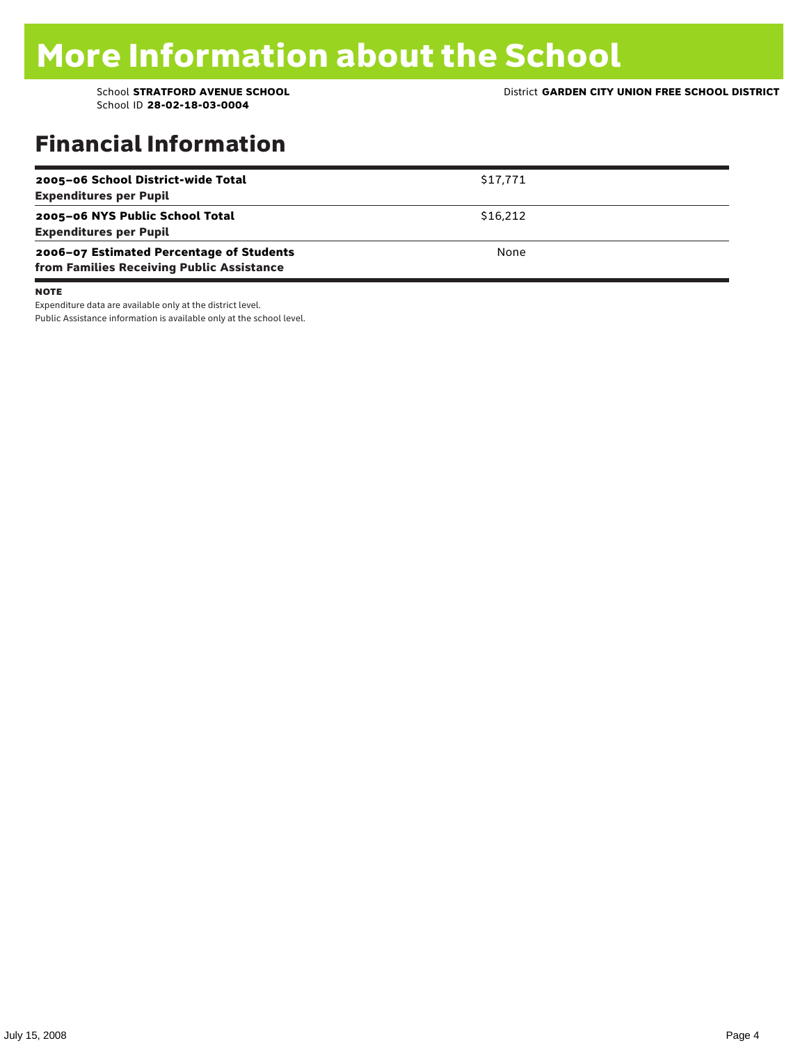# More Information about the School

School **STRATFORD AVENUE SCHOOL**
School ID **28-02-18-03-0004**

District **GARDEN CITY UNION FREE SCHOOL DISTRICT**

## Financial Information

| | |
|---|---|
| **2005–06 School District-wide Total Expenditures per Pupil** | $17,771 |
| **2005–06 NYS Public School Total Expenditures per Pupil** | $16,212 |
| **2006–07 Estimated Percentage of Students from Families Receiving Public Assistance** | None |

**NOTE**

Expenditure data are available only at the district level.

Public Assistance information is available only at the school level.